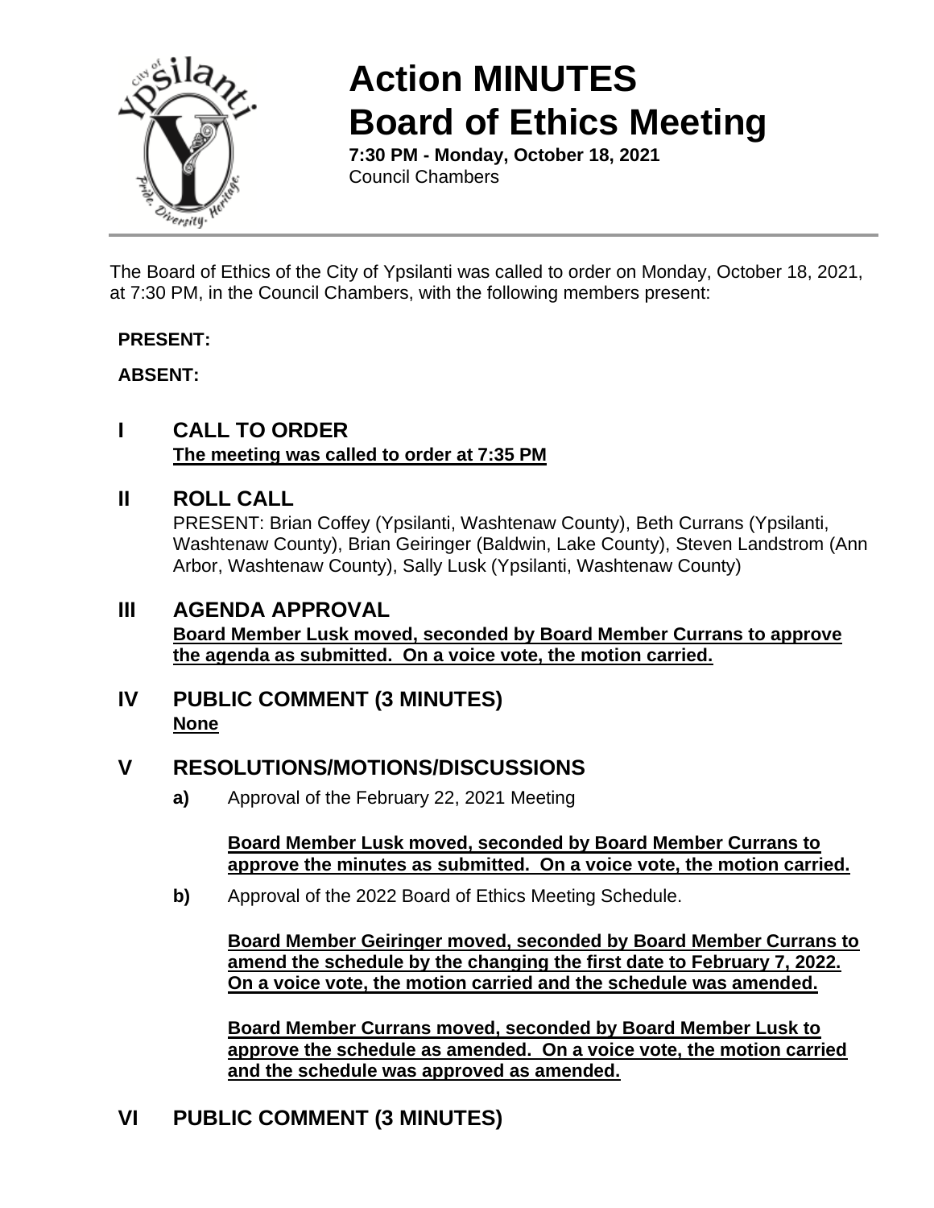# Action MINUTES
# Board of Ethics Meeting

**7:30 PM - Monday, October 18, 2021**
Council Chambers

The Board of Ethics of the City of Ypsilanti was called to order on Monday, October 18, 2021, at 7:30 PM, in the Council Chambers, with the following members present:

**PRESENT:**

**ABSENT:**

## I CALL TO ORDER

**The meeting was called to order at 7:35 PM**

## II ROLL CALL

PRESENT: Brian Coffey (Ypsilanti, Washtenaw County), Beth Currans (Ypsilanti, Washtenaw County), Brian Geiringer (Baldwin, Lake County), Steven Landstrom (Ann Arbor, Washtenaw County), Sally Lusk (Ypsilanti, Washtenaw County)

## III AGENDA APPROVAL

**Board Member Lusk moved, seconded by Board Member Currans to approve the agenda as submitted. On a voice vote, the motion carried.**

## IV PUBLIC COMMENT (3 MINUTES)

**None**

## V RESOLUTIONS/MOTIONS/DISCUSSIONS

**a)** Approval of the February 22, 2021 Meeting

**Board Member Lusk moved, seconded by Board Member Currans to approve the minutes as submitted. On a voice vote, the motion carried.**

**b)** Approval of the 2022 Board of Ethics Meeting Schedule.

**Board Member Geiringer moved, seconded by Board Member Currans to amend the schedule by the changing the first date to February 7, 2022. On a voice vote, the motion carried and the schedule was amended.**

**Board Member Currans moved, seconded by Board Member Lusk to approve the schedule as amended. On a voice vote, the motion carried and the schedule was approved as amended.**

## VI PUBLIC COMMENT (3 MINUTES)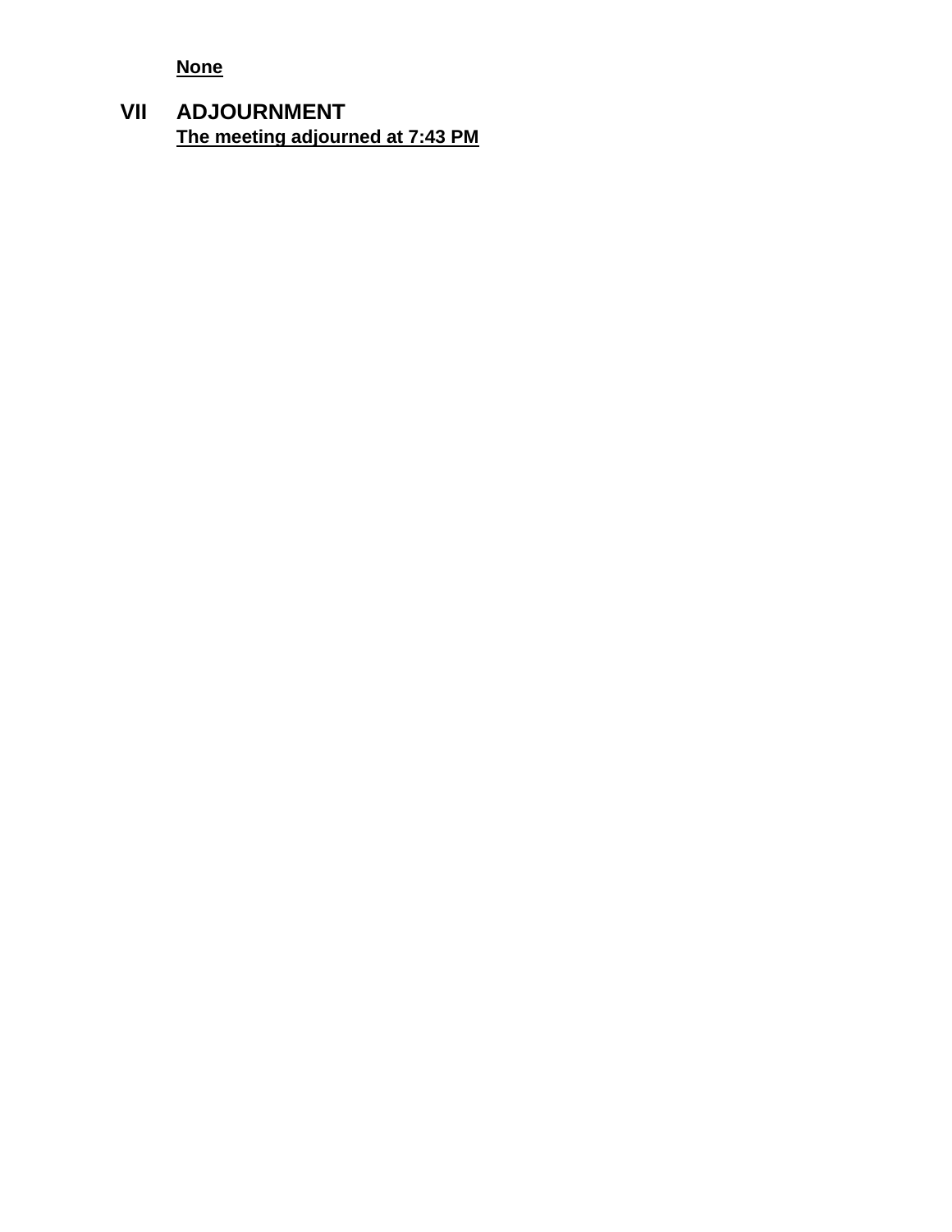**None**

## VII ADJOURNMENT

**The meeting adjourned at 7:43 PM**